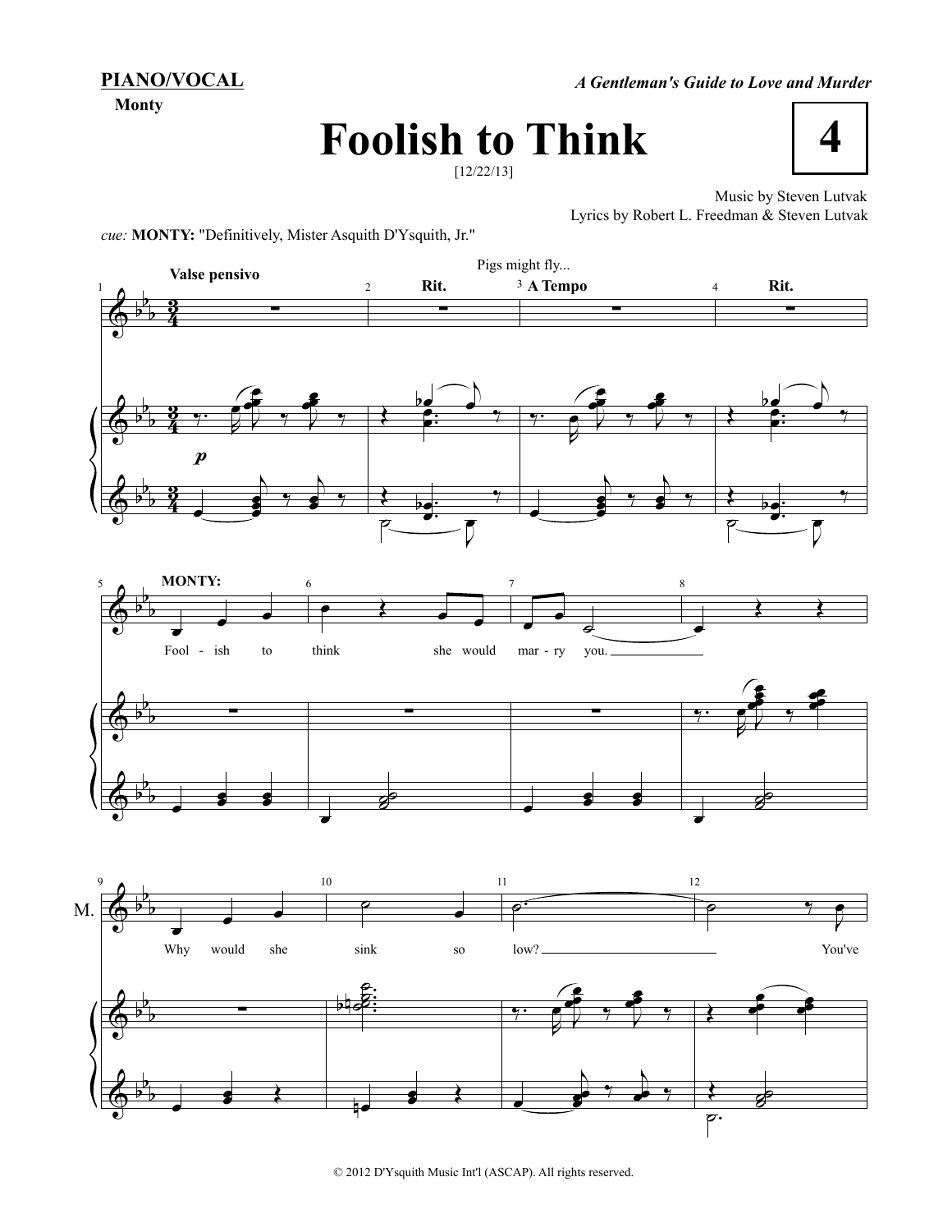**PIANO/VOCAL**

**Monty**

*A Gentleman's Guide to Love and Murder*

# Foolish to Think

**4**

[12/22/13]

Music by Steven Lutvak
Lyrics by Robert L. Freedman & Steven Lutvak

*cue:* **MONTY:** "Definitively, Mister Asquith D'Ysquith, Jr."

**Valse pensivo** — Rit. — A Tempo — Rit.

Pigs might fly...

**MONTY:**

Fool - ish to think she would mar - ry you.

Why would she sink so low? You've

© 2012 D'Ysquith Music Int'l (ASCAP). All rights reserved.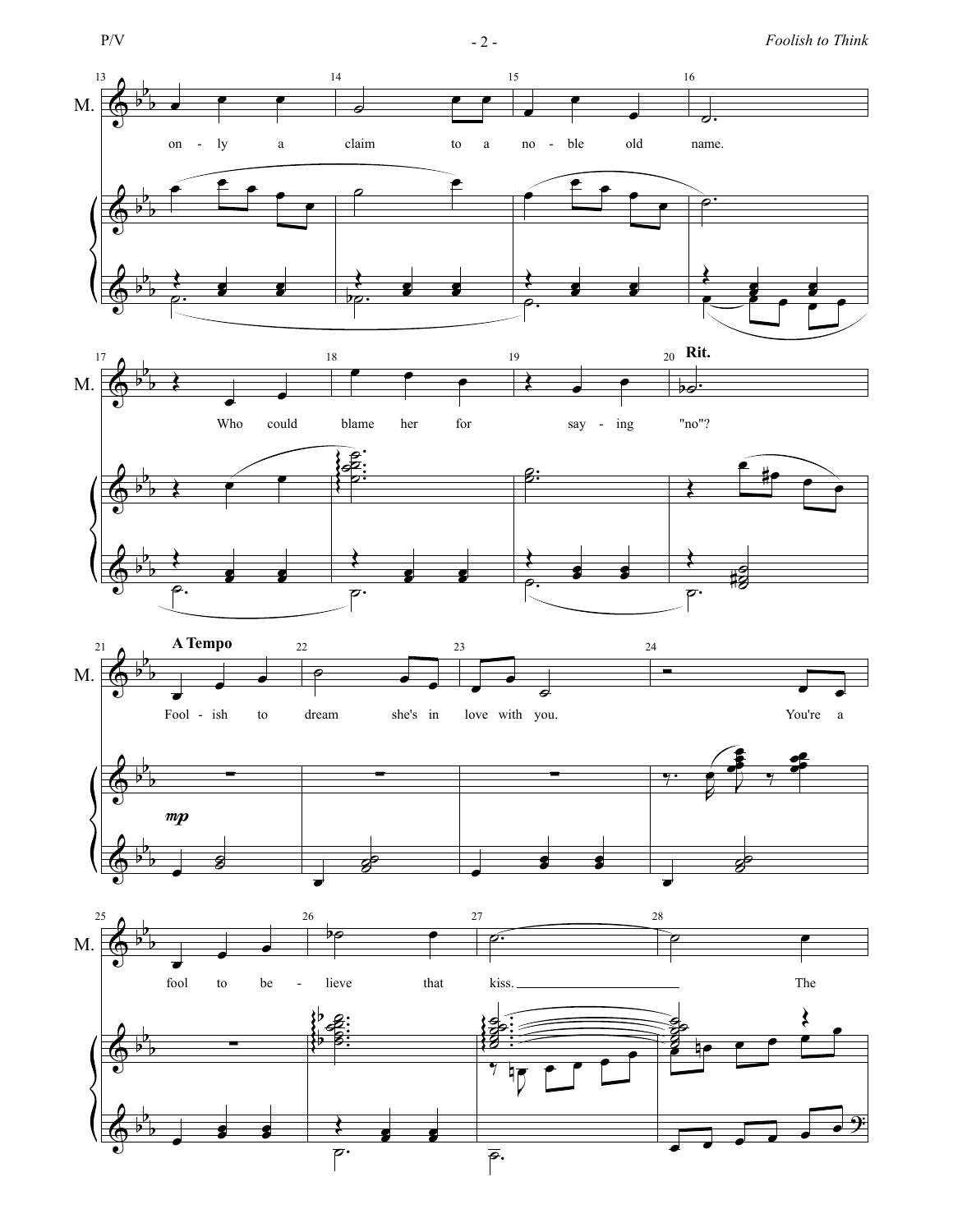M.

only a claim to a noble old name.

Who could blame her for saying "no"?

**Rit.**

**A Tempo**

*mp*

Foolish to dream she's in love with you.

You're a fool to believe that kiss.

The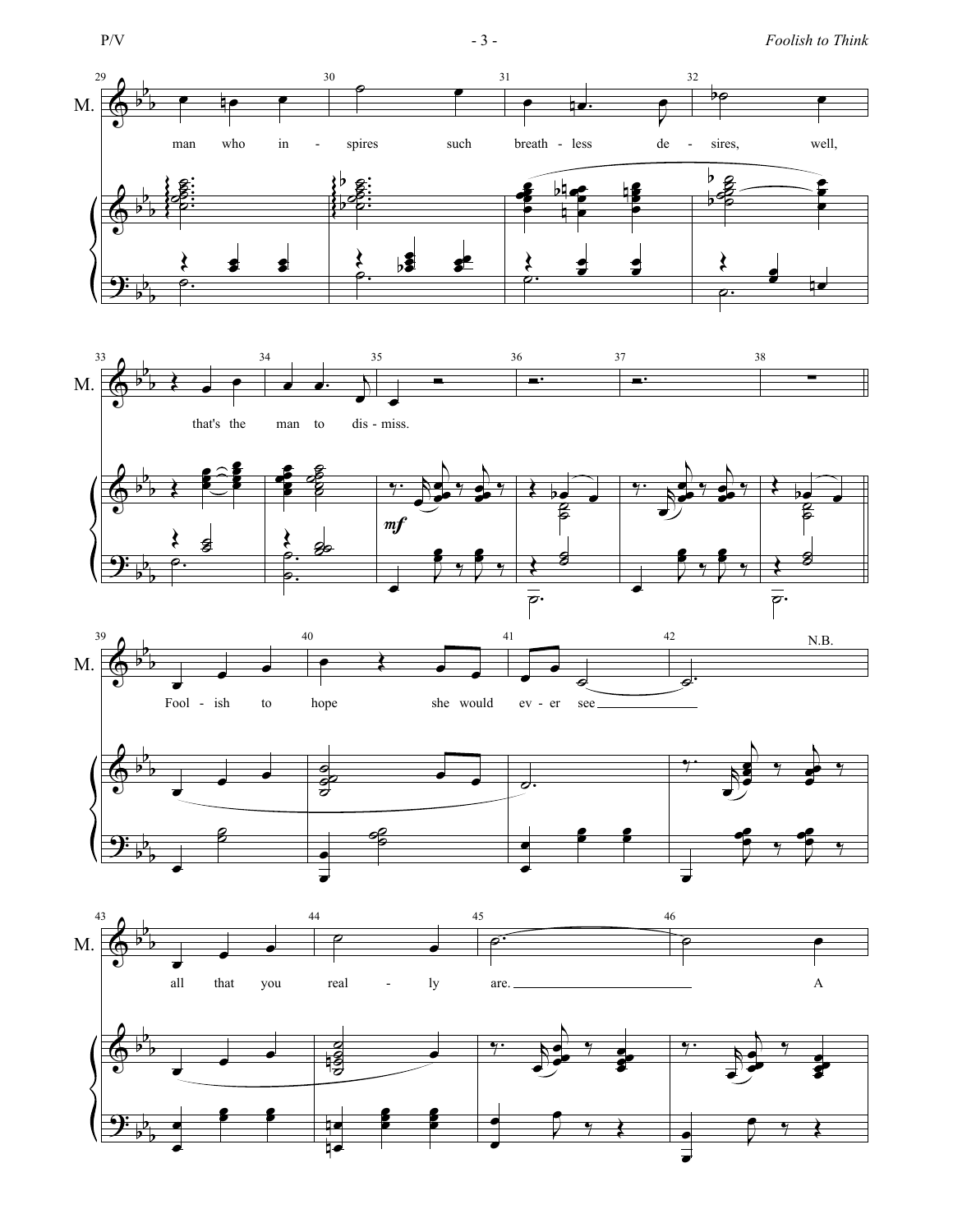man who in - spires such breath - less de - sires, well,

that's the man to dis - miss.

*mf*

Fool - ish to hope she would ev - er see

N.B.

all that you real - ly are. A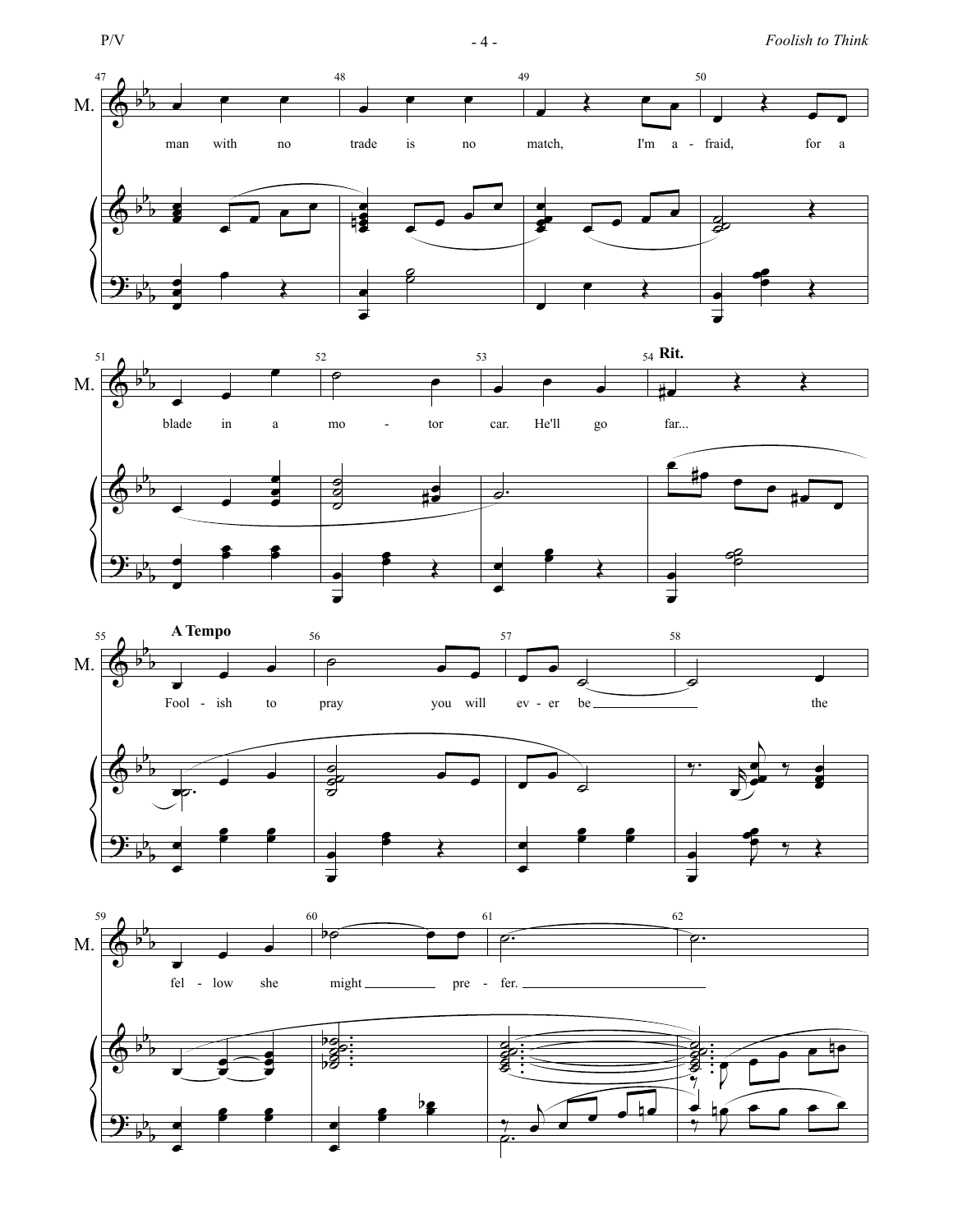M.

man with no trade is no match, I'm a - fraid, for a

blade in a mo - tor car. He'll go far...

**Rit.**

**A Tempo**

Fool - ish to pray you will ev - er be ___ the

fel - low she might ___ pre - fer. ___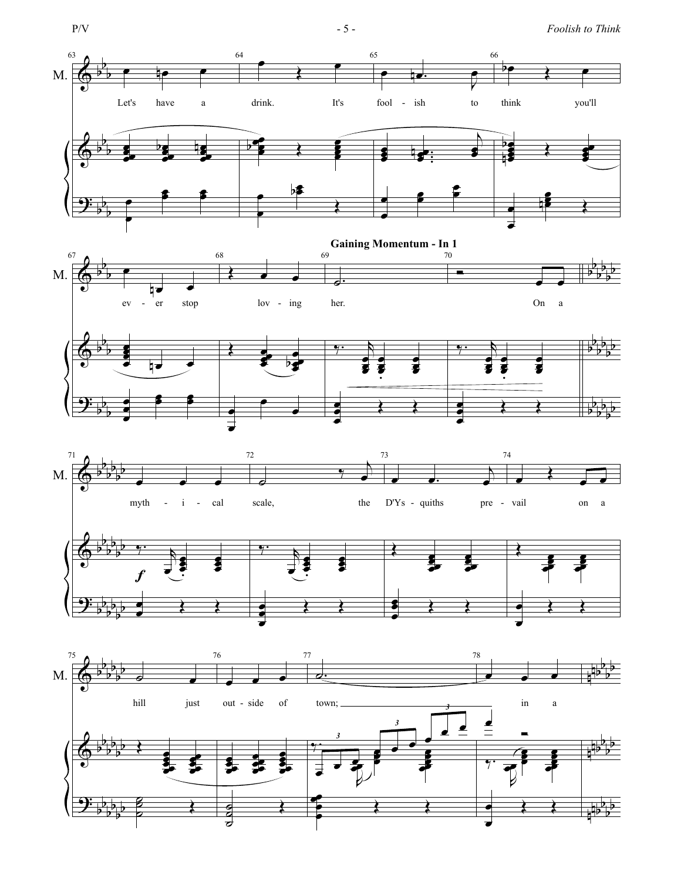**Gaining Momentum - In 1**

Let's have a drink. It's fool - ish to think you'll ev - er stop lov - ing her. On a myth - i - cal scale, the D'Ys - quiths pre - vail on a hill just out - side of town; in a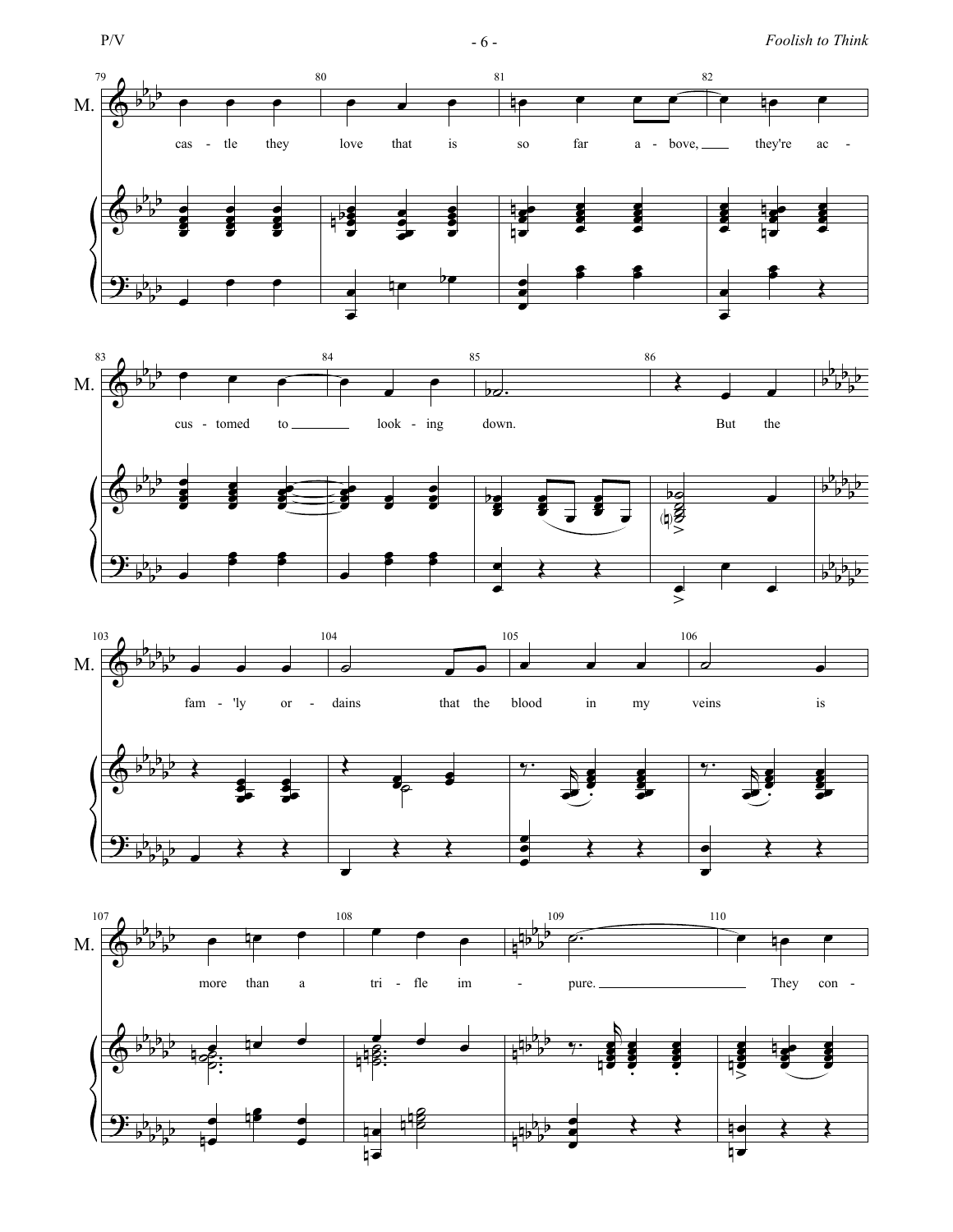79 80 81 82

M.

cas - tle they love that is so far a - bove, they're ac -

83 84 85 86

cus - tomed to look - ing down. But the

103 104 105 106

fam - 'ly or - dains that the blood in my veins is

107 108 109 110

more than a tri - fle im - pure. They con -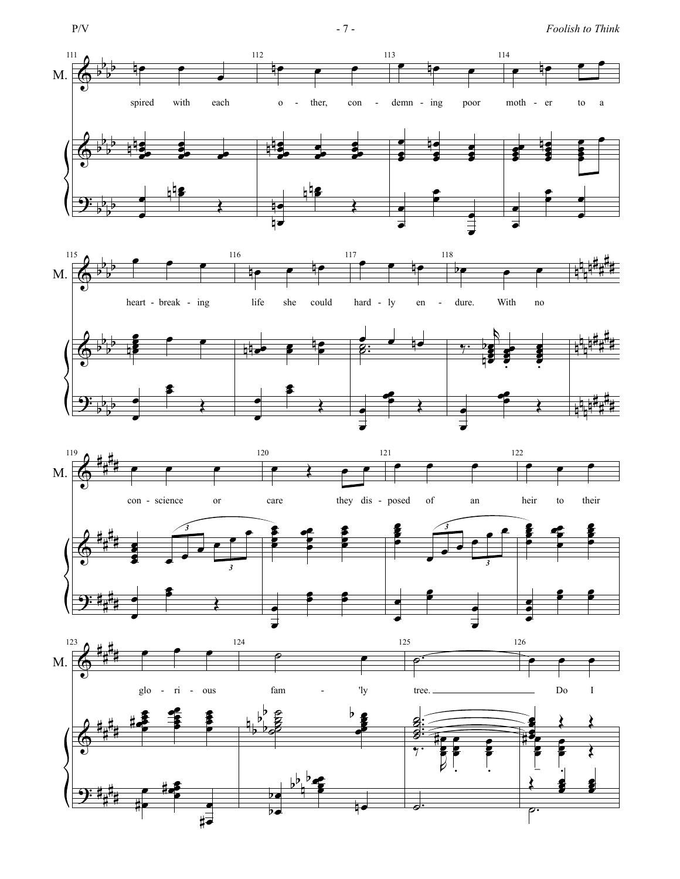spired with each o - ther, con - demn - ing poor moth - er to a heart - break - ing life she could hard - ly en - dure. With no con - science or care they dis - posed of an heir to their glo - ri - ous fam - 'ly tree. Do I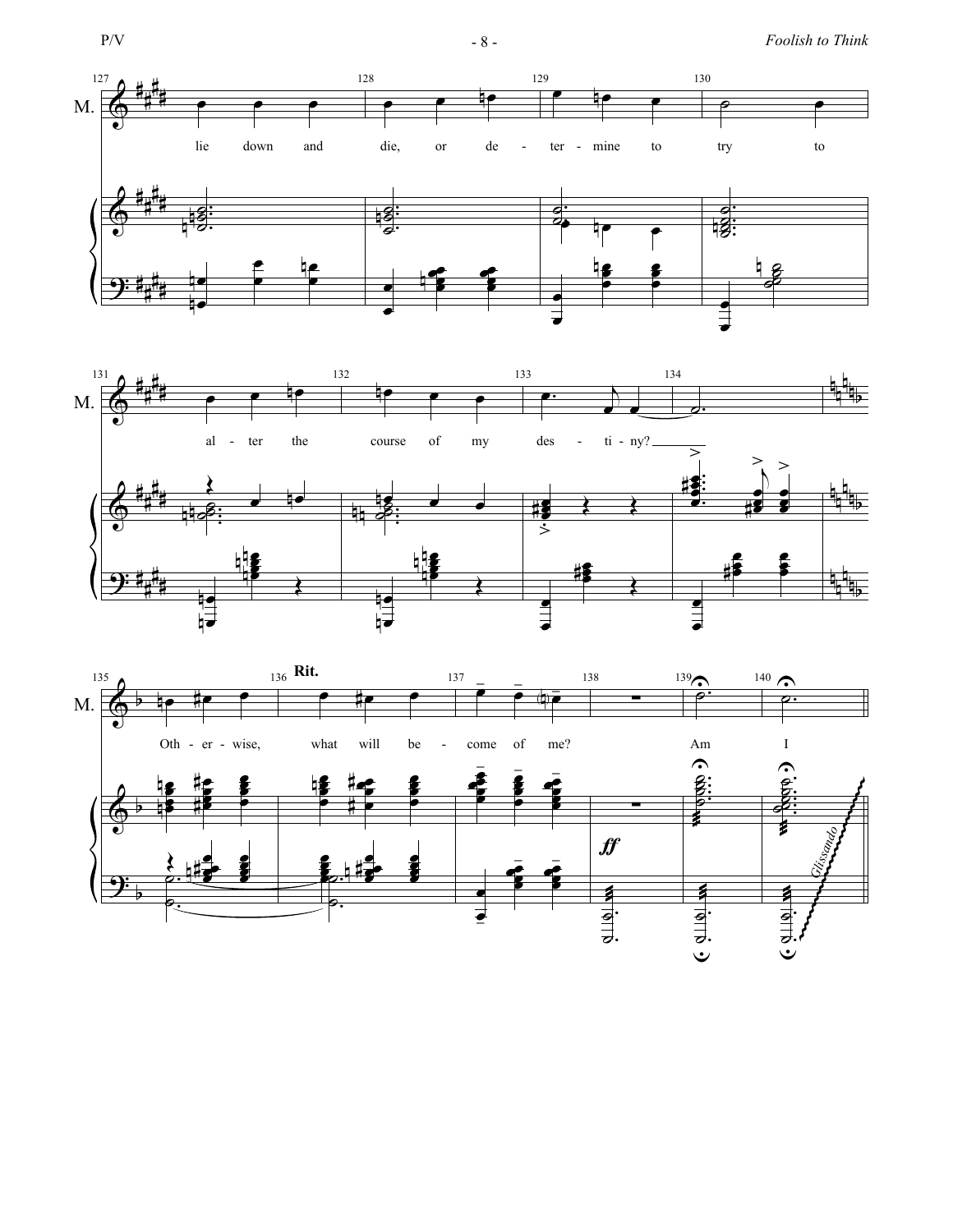M.

lie down and die, or de - ter - mine to try to

al - ter the course of my des - ti - ny?

Oth - er - wise, **Rit.** what will be - come of me?

Am I

*ff*

*Glissando*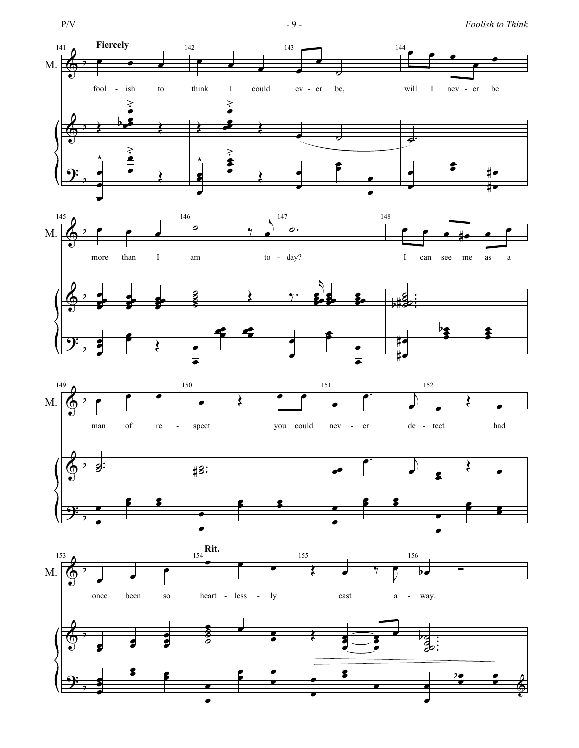**Fiercely**

fool - ish to think I could ev - er be, will I nev - er be

more than I am to - day? I can see me as a

man of re - spect you could nev - er de - tect had

once been so heart - less - ly cast a - way.

**Rit.**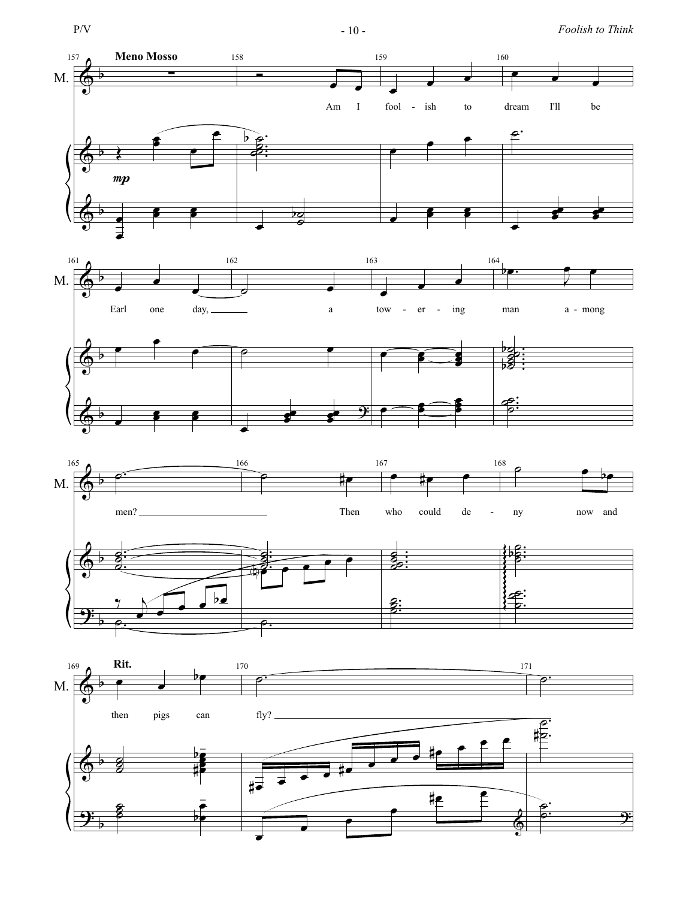**Meno Mosso**

Am I fool - ish to dream I'll be Earl one day, a tow - er - ing man a - mong men? Then who could de - ny now and then pigs can fly?

**Rit.**

*mp*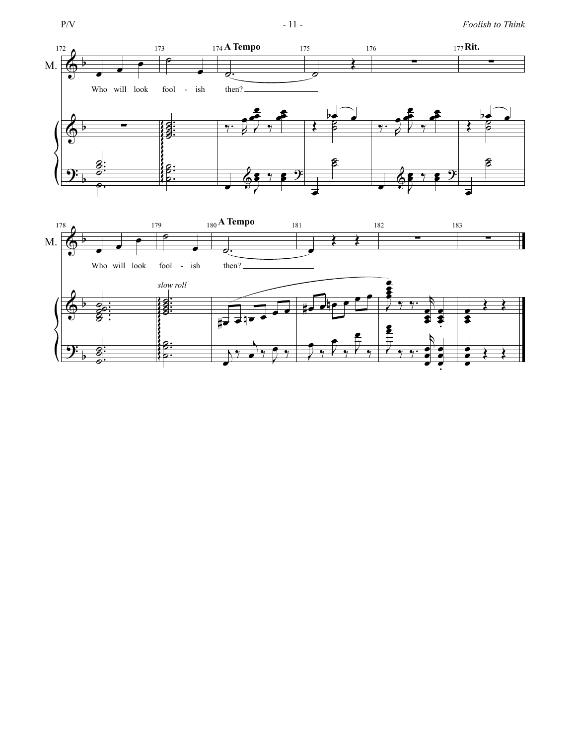172 173 174 **A Tempo** 175 176 177 **Rit.**

M.

Who will look fool - ish then?

178 179 180 **A Tempo** 181 182 183

M.

Who will look fool - ish then?

*slow roll*